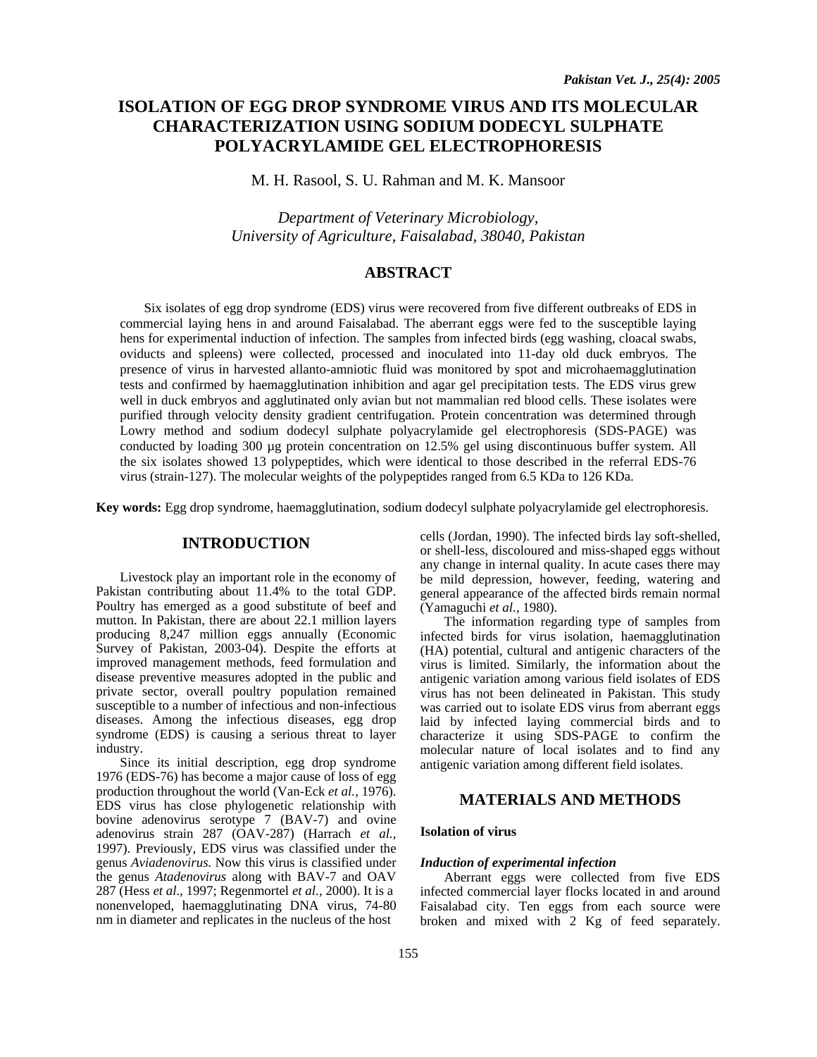# ISOLATION OF EGG DROP SYNDROME VIRUS AND ITS MOLECULAR CHARACTERIZATION USING SODIUM DODECYL SULPHATE POLYACRYLAMIDE GEL ELECTROPHORESIS

M. H. Rasool, S. U. Rahman and M. K. Mansoor

*Department of Veterinary Microbiology, University of Agriculture, Faisalabad, 38040, Pakistan*

## ABSTRACT

Six isolates of egg drop syndrome (EDS) virus were recovered from five different outbreaks of EDS in commercial laying hens in and around Faisalabad. The aberrant eggs were fed to the susceptible laying hens for experimental induction of infection. The samples from infected birds (egg washing, cloacal swabs, oviducts and spleens) were collected, processed and inoculated into 11-day old duck embryos. The presence of virus in harvested allanto-amniotic fluid was monitored by spot and microhaemagglutination tests and confirmed by haemagglutination inhibition and agar gel precipitation tests. The EDS virus grew well in duck embryos and agglutinated only avian but not mammalian red blood cells. These isolates were purified through velocity density gradient centrifugation. Protein concentration was determined through Lowry method and sodium dodecyl sulphate polyacrylamide gel electrophoresis (SDS-PAGE) was conducted by loading 300 µg protein concentration on 12.5% gel using discontinuous buffer system. All the six isolates showed 13 polypeptides, which were identical to those described in the referral EDS-76 virus (strain-127). The molecular weights of the polypeptides ranged from 6.5 KDa to 126 KDa.

**Key words:** Egg drop syndrome, haemagglutination, sodium dodecyl sulphate polyacrylamide gel electrophoresis.

## INTRODUCTION

Livestock play an important role in the economy of Pakistan contributing about 11.4% to the total GDP. Poultry has emerged as a good substitute of beef and mutton. In Pakistan, there are about 22.1 million layers producing 8,247 million eggs annually (Economic Survey of Pakistan, 2003-04). Despite the efforts at improved management methods, feed formulation and disease preventive measures adopted in the public and private sector, overall poultry population remained susceptible to a number of infectious and non-infectious diseases. Among the infectious diseases, egg drop syndrome (EDS) is causing a serious threat to layer industry.

Since its initial description, egg drop syndrome 1976 (EDS-76) has become a major cause of loss of egg production throughout the world (Van-Eck *et al.,* 1976). EDS virus has close phylogenetic relationship with bovine adenovirus serotype 7 (BAV-7) and ovine adenovirus strain 287 (OAV-287) (Harrach *et al.,* 1997). Previously, EDS virus was classified under the genus *Aviadenovirus.* Now this virus is classified under the genus *Atadenovirus* along with BAV-7 and OAV 287 (Hess *et al*., 1997; Regenmortel *et al.,* 2000). It is a nonenveloped, haemagglutinating DNA virus, 74-80 nm in diameter and replicates in the nucleus of the host cells (Jordan, 1990). The infected birds lay soft-shelled, or shell-less, discoloured and miss-shaped eggs without any change in internal quality. In acute cases there may be mild depression, however, feeding, watering and general appearance of the affected birds remain normal (Yamaguchi *et al.,* 1980).

The information regarding type of samples from infected birds for virus isolation, haemagglutination (HA) potential, cultural and antigenic characters of the virus is limited. Similarly, the information about the antigenic variation among various field isolates of EDS virus has not been delineated in Pakistan. This study was carried out to isolate EDS virus from aberrant eggs laid by infected laying commercial birds and to characterize it using SDS-PAGE to confirm the molecular nature of local isolates and to find any antigenic variation among different field isolates.

## MATERIALS AND METHODS

### Isolation of virus

#### *Induction of experimental infection*

Aberrant eggs were collected from five EDS infected commercial layer flocks located in and around Faisalabad city. Ten eggs from each source were broken and mixed with 2 Kg of feed separately.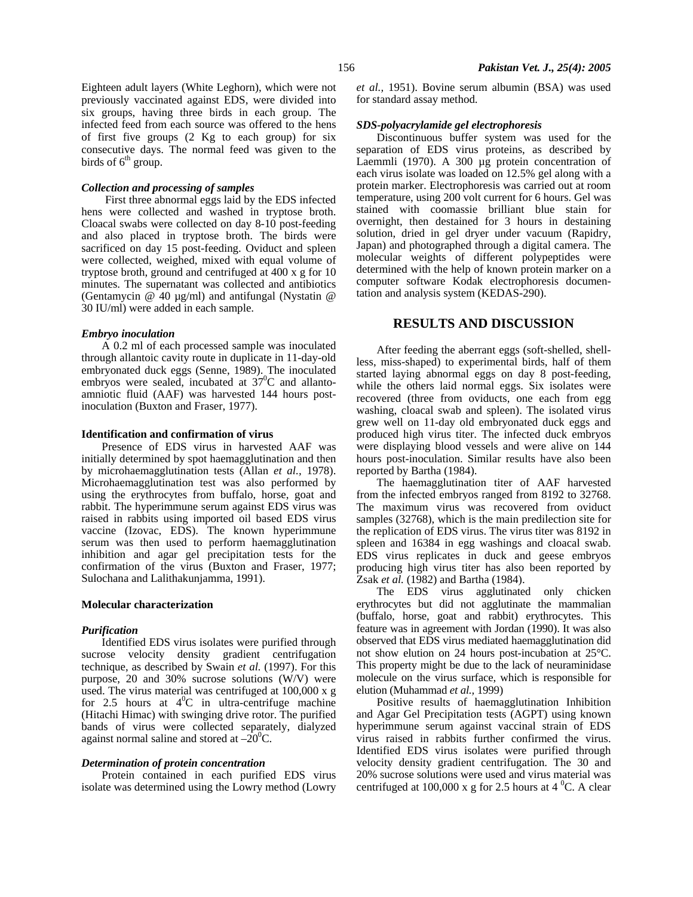Eighteen adult layers (White Leghorn), which were not previously vaccinated against EDS, were divided into six groups, having three birds in each group. The infected feed from each source was offered to the hens of first five groups (2 Kg to each group) for six consecutive days. The normal feed was given to the birds of 6th group.

### *Collection and processing of samples*

First three abnormal eggs laid by the EDS infected hens were collected and washed in tryptose broth. Cloacal swabs were collected on day 8-10 post-feeding and also placed in tryptose broth. The birds were sacrificed on day 15 post-feeding. Oviduct and spleen were collected, weighed, mixed with equal volume of tryptose broth, ground and centrifuged at 400 x g for 10 minutes. The supernatant was collected and antibiotics (Gentamycin @ 40 µg/ml) and antifungal (Nystatin @ 30 IU/ml) were added in each sample.

### *Embryo inoculation*

A 0.2 ml of each processed sample was inoculated through allantoic cavity route in duplicate in 11-day-old embryonated duck eggs (Senne, 1989). The inoculated embryos were sealed, incubated at $37^0$C and allanto-amniotic fluid (AAF) was harvested 144 hours post-inoculation (Buxton and Fraser, 1977).

### **Identification and confirmation of virus**

Presence of EDS virus in harvested AAF was initially determined by spot haemagglutination and then by microhaemagglutination tests (Allan *et al.,* 1978). Microhaemagglutination test was also performed by using the erythrocytes from buffalo, horse, goat and rabbit. The hyperimmune serum against EDS virus was raised in rabbits using imported oil based EDS virus vaccine (Izovac, EDS). The known hyperimmune serum was then used to perform haemagglutination inhibition and agar gel precipitation tests for the confirmation of the virus (Buxton and Fraser, 1977; Sulochana and Lalithakunjamma, 1991).

### **Molecular characterization**

### *Purification*

Identified EDS virus isolates were purified through sucrose velocity density gradient centrifugation technique, as described by Swain *et al.* (1997). For this purpose, 20 and 30% sucrose solutions (W/V) were used. The virus material was centrifuged at 100,000 x g for 2.5 hours at $4^0$C in ultra-centrifuge machine (Hitachi Himac) with swinging drive rotor. The purified bands of virus were collected separately, dialyzed against normal saline and stored at $-20^0$C.

### *Determination of protein concentration*

Protein contained in each purified EDS virus isolate was determined using the Lowry method (Lowry *et al.,* 1951). Bovine serum albumin (BSA) was used for standard assay method.

### *SDS-polyacrylamide gel electrophoresis*

Discontinuous buffer system was used for the separation of EDS virus proteins, as described by Laemmli (1970). A 300 µg protein concentration of each virus isolate was loaded on 12.5% gel along with a protein marker. Electrophoresis was carried out at room temperature, using 200 volt current for 6 hours. Gel was stained with coomassie brilliant blue stain for overnight, then destained for 3 hours in destaining solution, dried in gel dryer under vacuum (Rapidry, Japan) and photographed through a digital camera. The molecular weights of different polypeptides were determined with the help of known protein marker on a computer software Kodak electrophoresis documentation and analysis system (KEDAS-290).

## RESULTS AND DISCUSSION

After feeding the aberrant eggs (soft-shelled, shell-less, miss-shaped) to experimental birds, half of them started laying abnormal eggs on day 8 post-feeding, while the others laid normal eggs. Six isolates were recovered (three from oviducts, one each from egg washing, cloacal swab and spleen). The isolated virus grew well on 11-day old embryonated duck eggs and produced high virus titer. The infected duck embryos were displaying blood vessels and were alive on 144 hours post-inoculation. Similar results have also been reported by Bartha (1984).

The haemagglutination titer of AAF harvested from the infected embryos ranged from 8192 to 32768. The maximum virus was recovered from oviduct samples (32768), which is the main predilection site for the replication of EDS virus. The virus titer was 8192 in spleen and 16384 in egg washings and cloacal swab. EDS virus replicates in duck and geese embryos producing high virus titer has also been reported by Zsak *et al.* (1982) and Bartha (1984).

The EDS virus agglutinated only chicken erythrocytes but did not agglutinate the mammalian (buffalo, horse, goat and rabbit) erythrocytes. This feature was in agreement with Jordan (1990). It was also observed that EDS virus mediated haemagglutination did not show elution on 24 hours post-incubation at 25°C. This property might be due to the lack of neuraminidase molecule on the virus surface, which is responsible for elution (Muhammad *et al.,* 1999)

Positive results of haemagglutination Inhibition and Agar Gel Precipitation tests (AGPT) using known hyperimmune serum against vaccinal strain of EDS virus raised in rabbits further confirmed the virus. Identified EDS virus isolates were purified through velocity density gradient centrifugation. The 30 and 20% sucrose solutions were used and virus material was centrifuged at 100,000 x g for 2.5 hours at 4 $^0$C. A clear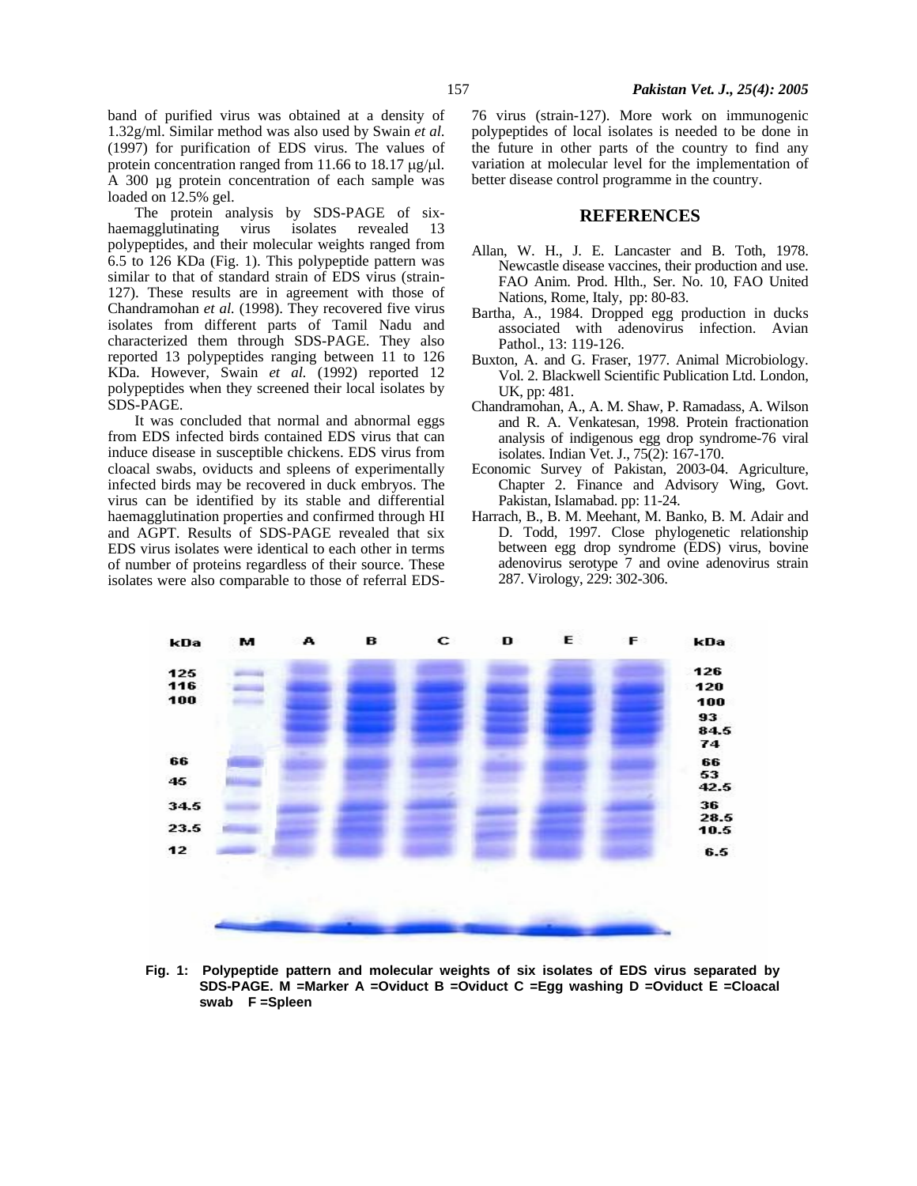band of purified virus was obtained at a density of 1.32g/ml. Similar method was also used by Swain *et al*. (1997) for purification of EDS virus. The values of protein concentration ranged from 11.66 to 18.17 µg/µl. A 300 µg protein concentration of each sample was loaded on 12.5% gel.

The protein analysis by SDS-PAGE of six-haemagglutinating virus isolates revealed 13 polypeptides, and their molecular weights ranged from 6.5 to 126 KDa (Fig. 1). This polypeptide pattern was similar to that of standard strain of EDS virus (strain-127). These results are in agreement with those of Chandramohan *et al.* (1998). They recovered five virus isolates from different parts of Tamil Nadu and characterized them through SDS-PAGE. They also reported 13 polypeptides ranging between 11 to 126 KDa. However, Swain *et al.* (1992) reported 12 polypeptides when they screened their local isolates by SDS-PAGE.

It was concluded that normal and abnormal eggs from EDS infected birds contained EDS virus that can induce disease in susceptible chickens. EDS virus from cloacal swabs, oviducts and spleens of experimentally infected birds may be recovered in duck embryos. The virus can be identified by its stable and differential haemagglutination properties and confirmed through HI and AGPT. Results of SDS-PAGE revealed that six EDS virus isolates were identical to each other in terms of number of proteins regardless of their source. These isolates were also comparable to those of referral EDS-76 virus (strain-127). More work on immunogenic polypeptides of local isolates is needed to be done in the future in other parts of the country to find any variation at molecular level for the implementation of better disease control programme in the country.

## REFERENCES

Allan, W. H., J. E. Lancaster and B. Toth, 1978. Newcastle disease vaccines, their production and use. FAO Anim. Prod. Hlth., Ser. No. 10, FAO United Nations, Rome, Italy, pp: 80-83.

Bartha, A., 1984. Dropped egg production in ducks associated with adenovirus infection. Avian Pathol., 13: 119-126.

Buxton, A. and G. Fraser, 1977. Animal Microbiology. Vol. 2. Blackwell Scientific Publication Ltd. London, UK, pp: 481.

Chandramohan, A., A. M. Shaw, P. Ramadass, A. Wilson and R. A. Venkatesan, 1998. Protein fractionation analysis of indigenous egg drop syndrome-76 viral isolates. Indian Vet. J., 75(2): 167-170.

Economic Survey of Pakistan, 2003-04. Agriculture, Chapter 2. Finance and Advisory Wing, Govt. Pakistan, Islamabad. pp: 11-24.

Harrach, B., B. M. Meehant, M. Banko, B. M. Adair and D. Todd, 1997. Close phylogenetic relationship between egg drop syndrome (EDS) virus, bovine adenovirus serotype 7 and ovine adenovirus strain 287. Virology, 229: 302-306.

**Fig. 1: Polypeptide pattern and molecular weights of six isolates of EDS virus separated by SDS-PAGE. M =Marker A =Oviduct B =Oviduct C =Egg washing D =Oviduct E =Cloacal swab F =Spleen**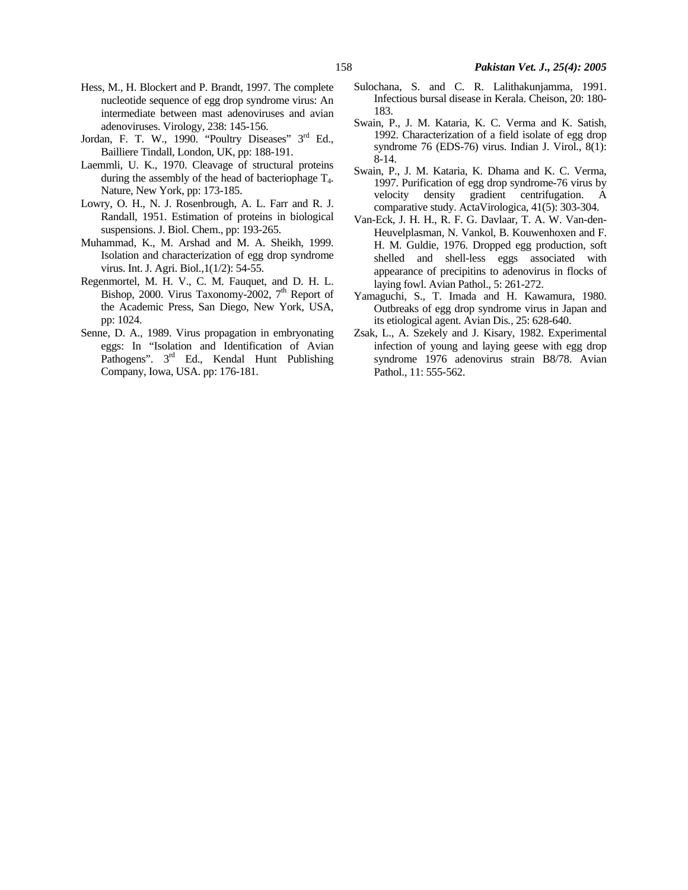Hess, M., H. Blockert and P. Brandt, 1997. The complete nucleotide sequence of egg drop syndrome virus: An intermediate between mast adenoviruses and avian adenoviruses. Virology, 238: 145-156.

Jordan, F. T. W., 1990. "Poultry Diseases" 3rd Ed., Bailliere Tindall, London, UK, pp: 188-191.

Laemmli, U. K., 1970. Cleavage of structural proteins during the assembly of the head of bacteriophage $T_4$. Nature, New York, pp: 173-185.

Lowry, O. H., N. J. Rosenbrough, A. L. Farr and R. J. Randall, 1951. Estimation of proteins in biological suspensions. J. Biol. Chem., pp: 193-265.

Muhammad, K., M. Arshad and M. A. Sheikh, 1999. Isolation and characterization of egg drop syndrome virus. Int. J. Agri. Biol.,1(1/2): 54-55.

Regenmortel, M. H. V., C. M. Fauquet, and D. H. L. Bishop, 2000. Virus Taxonomy-2002, 7th Report of the Academic Press, San Diego, New York, USA, pp: 1024.

Senne, D. A., 1989. Virus propagation in embryonating eggs: In "Isolation and Identification of Avian Pathogens". 3rd Ed., Kendal Hunt Publishing Company, Iowa, USA. pp: 176-181.

Sulochana, S. and C. R. Lalithakunjamma, 1991. Infectious bursal disease in Kerala. Cheison, 20: 180-183.

Swain, P., J. M. Kataria, K. C. Verma and K. Satish, 1992. Characterization of a field isolate of egg drop syndrome 76 (EDS-76) virus. Indian J. Virol., 8(1): 8-14.

Swain, P., J. M. Kataria, K. Dhama and K. C. Verma, 1997. Purification of egg drop syndrome-76 virus by velocity density gradient centrifugation. A comparative study. ActaVirologica, 41(5): 303-304.

Van-Eck, J. H. H., R. F. G. Davlaar, T. A. W. Van-den-Heuvelplasman, N. Vankol, B. Kouwenhoxen and F. H. M. Guldie, 1976. Dropped egg production, soft shelled and shell-less eggs associated with appearance of precipitins to adenovirus in flocks of laying fowl. Avian Pathol., 5: 261-272.

Yamaguchi, S., T. Imada and H. Kawamura, 1980. Outbreaks of egg drop syndrome virus in Japan and its etiological agent. Avian Dis., 25: 628-640.

Zsak, L., A. Szekely and J. Kisary, 1982. Experimental infection of young and laying geese with egg drop syndrome 1976 adenovirus strain B8/78. Avian Pathol., 11: 555-562.